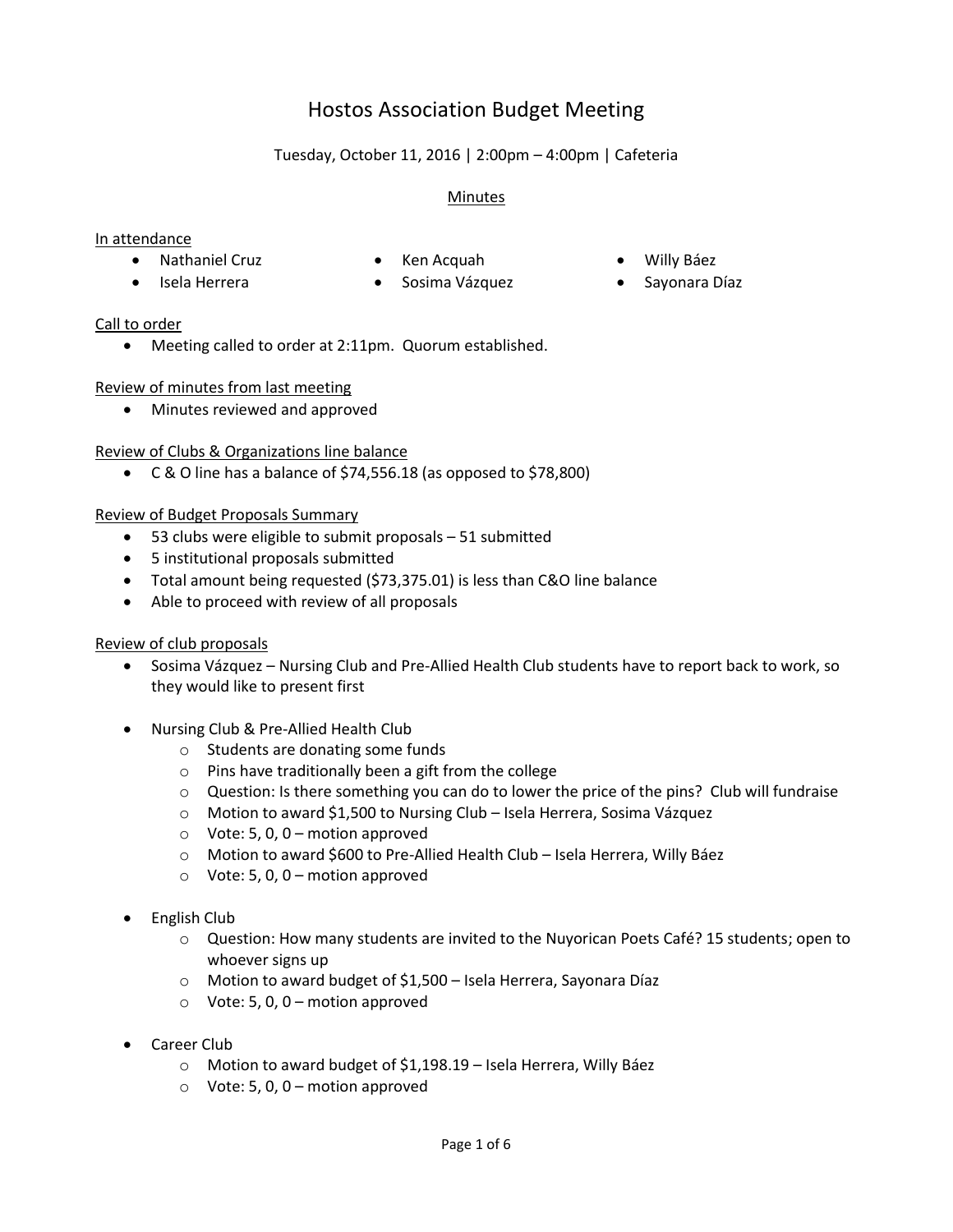# Hostos Association Budget Meeting

Tuesday, October 11, 2016 | 2:00pm – 4:00pm | Cafeteria

## Minutes

**In attendance**

- Nathaniel Cruz
- Ken Acquah
- Willy Báez
- Isela Herrera
- Sosima Vázquez
- Sayonara Díaz

**Call to order**

- Meeting called to order at 2:11pm. Quorum established.

**Review of minutes from last meeting**

- Minutes reviewed and approved

**Review of Clubs & Organizations line balance**

- C & O line has a balance of $74,556.18 (as opposed to $78,800)

**Review of Budget Proposals Summary**

- 53 clubs were eligible to submit proposals – 51 submitted
- 5 institutional proposals submitted
- Total amount being requested ($73,375.01) is less than C&O line balance
- Able to proceed with review of all proposals

**Review of club proposals**

- Sosima Vázquez – Nursing Club and Pre-Allied Health Club students have to report back to work, so they would like to present first

- Nursing Club & Pre-Allied Health Club
  - Students are donating some funds
  - Pins have traditionally been a gift from the college
  - Question: Is there something you can do to lower the price of the pins? Club will fundraise
  - Motion to award $1,500 to Nursing Club – Isela Herrera, Sosima Vázquez
  - Vote: 5, 0, 0 – motion approved
  - Motion to award $600 to Pre-Allied Health Club – Isela Herrera, Willy Báez
  - Vote: 5, 0, 0 – motion approved

- English Club
  - Question: How many students are invited to the Nuyorican Poets Café? 15 students; open to whoever signs up
  - Motion to award budget of $1,500 – Isela Herrera, Sayonara Díaz
  - Vote: 5, 0, 0 – motion approved

- Career Club
  - Motion to award budget of $1,198.19 – Isela Herrera, Willy Báez
  - Vote: 5, 0, 0 – motion approved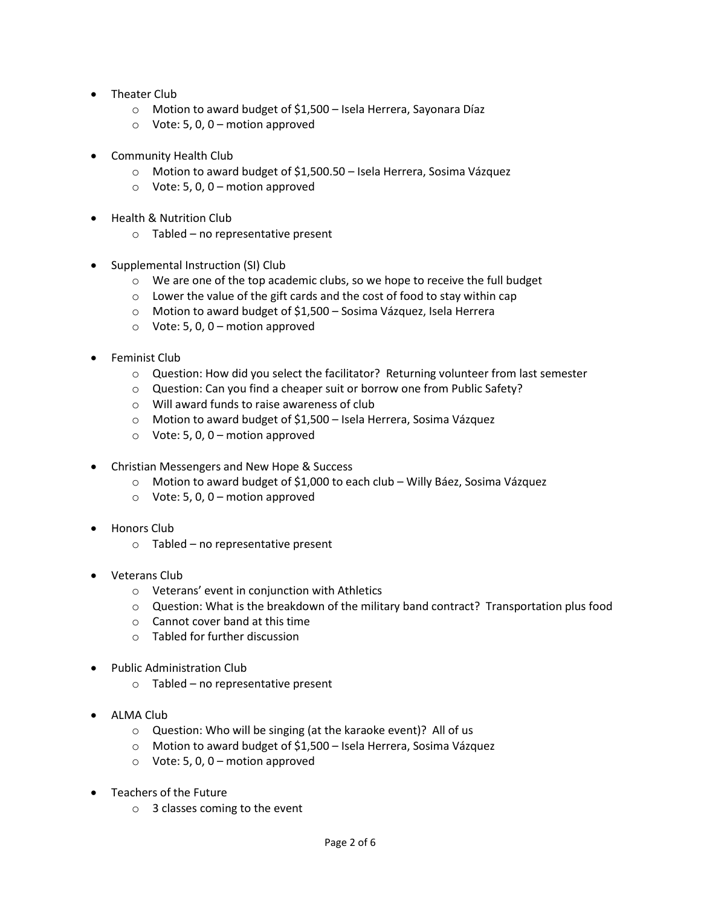- Theater Club
  - Motion to award budget of $1,500 – Isela Herrera, Sayonara Díaz
  - Vote: 5, 0, 0 – motion approved

- Community Health Club
  - Motion to award budget of $1,500.50 – Isela Herrera, Sosima Vázquez
  - Vote: 5, 0, 0 – motion approved

- Health & Nutrition Club
  - Tabled – no representative present

- Supplemental Instruction (SI) Club
  - We are one of the top academic clubs, so we hope to receive the full budget
  - Lower the value of the gift cards and the cost of food to stay within cap
  - Motion to award budget of $1,500 – Sosima Vázquez, Isela Herrera
  - Vote: 5, 0, 0 – motion approved

- Feminist Club
  - Question: How did you select the facilitator? Returning volunteer from last semester
  - Question: Can you find a cheaper suit or borrow one from Public Safety?
  - Will award funds to raise awareness of club
  - Motion to award budget of $1,500 – Isela Herrera, Sosima Vázquez
  - Vote: 5, 0, 0 – motion approved

- Christian Messengers and New Hope & Success
  - Motion to award budget of $1,000 to each club – Willy Báez, Sosima Vázquez
  - Vote: 5, 0, 0 – motion approved

- Honors Club
  - Tabled – no representative present

- Veterans Club
  - Veterans' event in conjunction with Athletics
  - Question: What is the breakdown of the military band contract? Transportation plus food
  - Cannot cover band at this time
  - Tabled for further discussion

- Public Administration Club
  - Tabled – no representative present

- ALMA Club
  - Question: Who will be singing (at the karaoke event)? All of us
  - Motion to award budget of $1,500 – Isela Herrera, Sosima Vázquez
  - Vote: 5, 0, 0 – motion approved

- Teachers of the Future
  - 3 classes coming to the event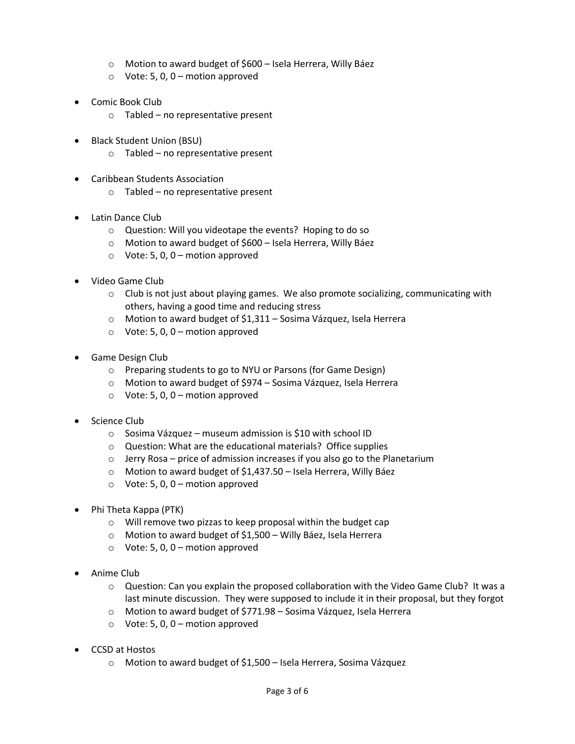- Motion to award budget of $600 – Isela Herrera, Willy Báez
  - Vote: 5, 0, 0 – motion approved

- Comic Book Club
  - Tabled – no representative present

- Black Student Union (BSU)
  - Tabled – no representative present

- Caribbean Students Association
  - Tabled – no representative present

- Latin Dance Club
  - Question: Will you videotape the events? Hoping to do so
  - Motion to award budget of $600 – Isela Herrera, Willy Báez
  - Vote: 5, 0, 0 – motion approved

- Video Game Club
  - Club is not just about playing games. We also promote socializing, communicating with others, having a good time and reducing stress
  - Motion to award budget of $1,311 – Sosima Vázquez, Isela Herrera
  - Vote: 5, 0, 0 – motion approved

- Game Design Club
  - Preparing students to go to NYU or Parsons (for Game Design)
  - Motion to award budget of $974 – Sosima Vázquez, Isela Herrera
  - Vote: 5, 0, 0 – motion approved

- Science Club
  - Sosima Vázquez – museum admission is $10 with school ID
  - Question: What are the educational materials? Office supplies
  - Jerry Rosa – price of admission increases if you also go to the Planetarium
  - Motion to award budget of $1,437.50 – Isela Herrera, Willy Báez
  - Vote: 5, 0, 0 – motion approved

- Phi Theta Kappa (PTK)
  - Will remove two pizzas to keep proposal within the budget cap
  - Motion to award budget of $1,500 – Willy Báez, Isela Herrera
  - Vote: 5, 0, 0 – motion approved

- Anime Club
  - Question: Can you explain the proposed collaboration with the Video Game Club? It was a last minute discussion. They were supposed to include it in their proposal, but they forgot
  - Motion to award budget of $771.98 – Sosima Vázquez, Isela Herrera
  - Vote: 5, 0, 0 – motion approved

- CCSD at Hostos
  - Motion to award budget of $1,500 – Isela Herrera, Sosima Vázquez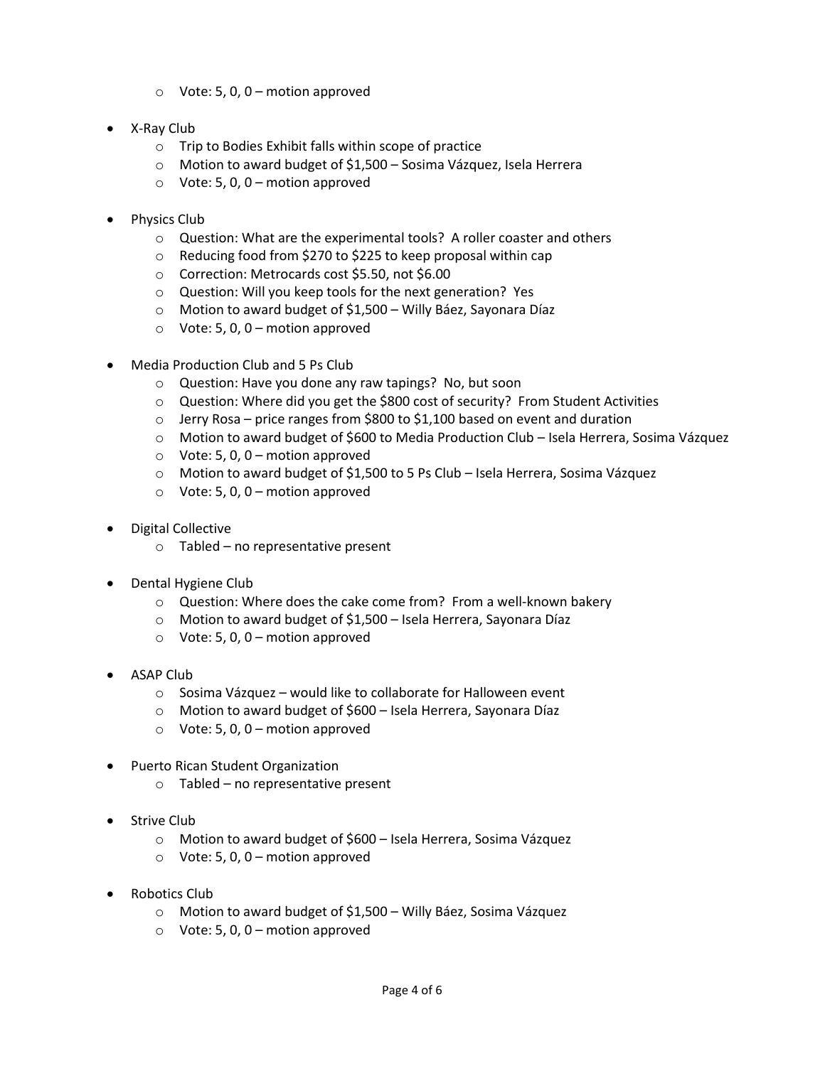- Vote: 5, 0, 0 – motion approved

- X-Ray Club
  - Trip to Bodies Exhibit falls within scope of practice
  - Motion to award budget of $1,500 – Sosima Vázquez, Isela Herrera
  - Vote: 5, 0, 0 – motion approved

- Physics Club
  - Question: What are the experimental tools? A roller coaster and others
  - Reducing food from $270 to $225 to keep proposal within cap
  - Correction: Metrocards cost $5.50, not $6.00
  - Question: Will you keep tools for the next generation? Yes
  - Motion to award budget of $1,500 – Willy Báez, Sayonara Díaz
  - Vote: 5, 0, 0 – motion approved

- Media Production Club and 5 Ps Club
  - Question: Have you done any raw tapings? No, but soon
  - Question: Where did you get the $800 cost of security? From Student Activities
  - Jerry Rosa – price ranges from $800 to $1,100 based on event and duration
  - Motion to award budget of $600 to Media Production Club – Isela Herrera, Sosima Vázquez
  - Vote: 5, 0, 0 – motion approved
  - Motion to award budget of $1,500 to 5 Ps Club – Isela Herrera, Sosima Vázquez
  - Vote: 5, 0, 0 – motion approved

- Digital Collective
  - Tabled – no representative present

- Dental Hygiene Club
  - Question: Where does the cake come from? From a well-known bakery
  - Motion to award budget of $1,500 – Isela Herrera, Sayonara Díaz
  - Vote: 5, 0, 0 – motion approved

- ASAP Club
  - Sosima Vázquez – would like to collaborate for Halloween event
  - Motion to award budget of $600 – Isela Herrera, Sayonara Díaz
  - Vote: 5, 0, 0 – motion approved

- Puerto Rican Student Organization
  - Tabled – no representative present

- Strive Club
  - Motion to award budget of $600 – Isela Herrera, Sosima Vázquez
  - Vote: 5, 0, 0 – motion approved

- Robotics Club
  - Motion to award budget of $1,500 – Willy Báez, Sosima Vázquez
  - Vote: 5, 0, 0 – motion approved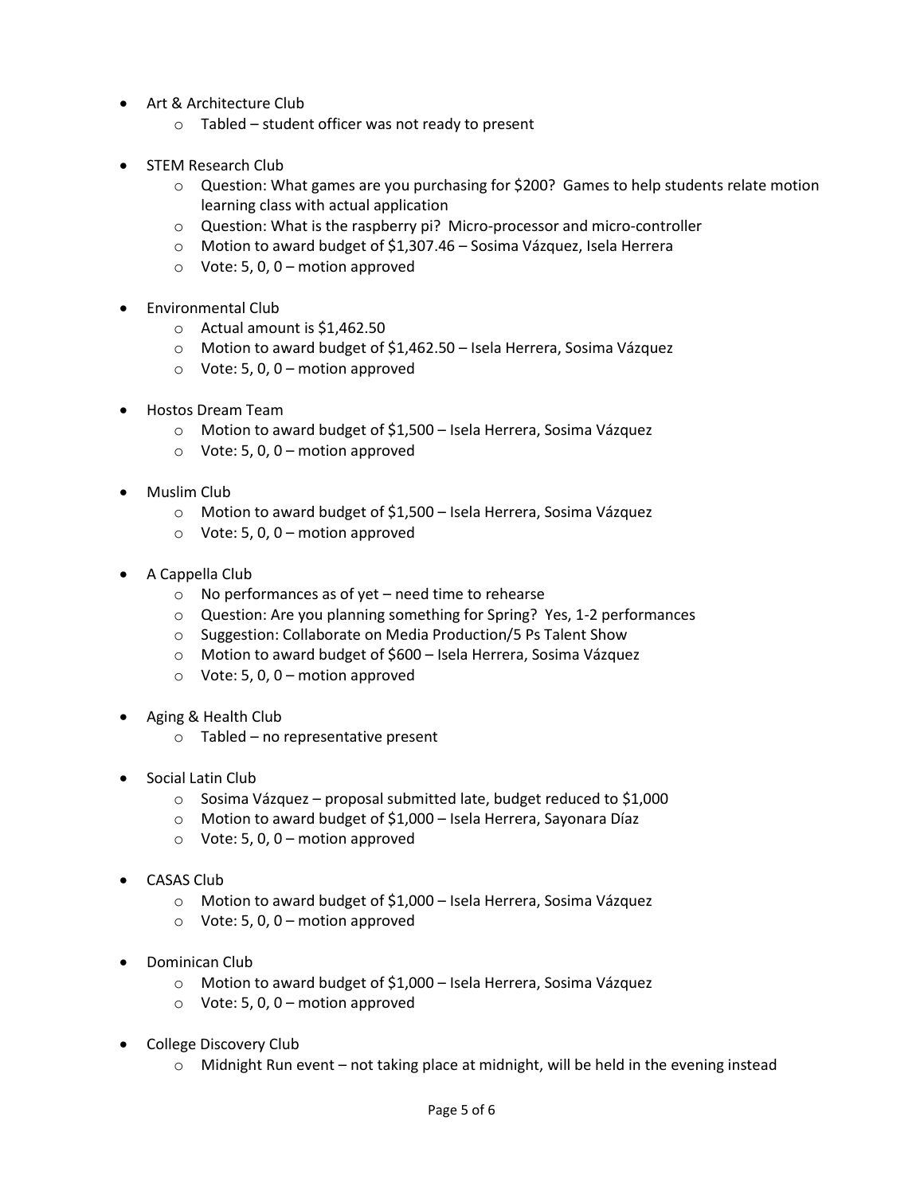- Art & Architecture Club
  - Tabled – student officer was not ready to present

- STEM Research Club
  - Question: What games are you purchasing for $200? Games to help students relate motion learning class with actual application
  - Question: What is the raspberry pi? Micro-processor and micro-controller
  - Motion to award budget of $1,307.46 – Sosima Vázquez, Isela Herrera
  - Vote: 5, 0, 0 – motion approved

- Environmental Club
  - Actual amount is $1,462.50
  - Motion to award budget of $1,462.50 – Isela Herrera, Sosima Vázquez
  - Vote: 5, 0, 0 – motion approved

- Hostos Dream Team
  - Motion to award budget of $1,500 – Isela Herrera, Sosima Vázquez
  - Vote: 5, 0, 0 – motion approved

- Muslim Club
  - Motion to award budget of $1,500 – Isela Herrera, Sosima Vázquez
  - Vote: 5, 0, 0 – motion approved

- A Cappella Club
  - No performances as of yet – need time to rehearse
  - Question: Are you planning something for Spring? Yes, 1-2 performances
  - Suggestion: Collaborate on Media Production/5 Ps Talent Show
  - Motion to award budget of $600 – Isela Herrera, Sosima Vázquez
  - Vote: 5, 0, 0 – motion approved

- Aging & Health Club
  - Tabled – no representative present

- Social Latin Club
  - Sosima Vázquez – proposal submitted late, budget reduced to $1,000
  - Motion to award budget of $1,000 – Isela Herrera, Sayonara Díaz
  - Vote: 5, 0, 0 – motion approved

- CASAS Club
  - Motion to award budget of $1,000 – Isela Herrera, Sosima Vázquez
  - Vote: 5, 0, 0 – motion approved

- Dominican Club
  - Motion to award budget of $1,000 – Isela Herrera, Sosima Vázquez
  - Vote: 5, 0, 0 – motion approved

- College Discovery Club
  - Midnight Run event – not taking place at midnight, will be held in the evening instead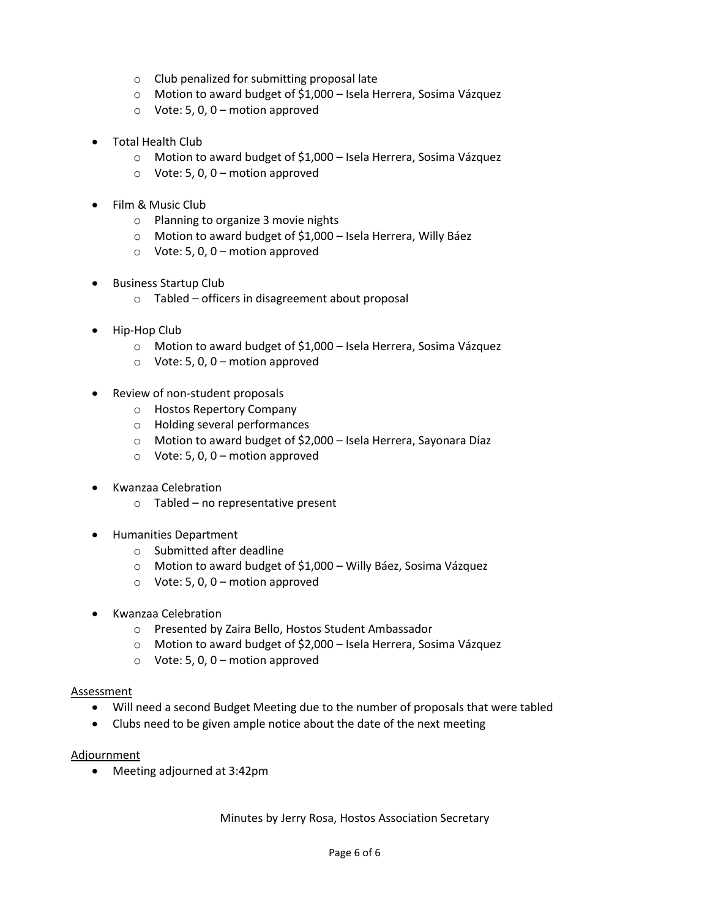- Club penalized for submitting proposal late
  - Motion to award budget of $1,000 – Isela Herrera, Sosima Vázquez
  - Vote: 5, 0, 0 – motion approved

- Total Health Club
  - Motion to award budget of $1,000 – Isela Herrera, Sosima Vázquez
  - Vote: 5, 0, 0 – motion approved

- Film & Music Club
  - Planning to organize 3 movie nights
  - Motion to award budget of $1,000 – Isela Herrera, Willy Báez
  - Vote: 5, 0, 0 – motion approved

- Business Startup Club
  - Tabled – officers in disagreement about proposal

- Hip-Hop Club
  - Motion to award budget of $1,000 – Isela Herrera, Sosima Vázquez
  - Vote: 5, 0, 0 – motion approved

- Review of non-student proposals
  - Hostos Repertory Company
  - Holding several performances
  - Motion to award budget of $2,000 – Isela Herrera, Sayonara Díaz
  - Vote: 5, 0, 0 – motion approved

- Kwanzaa Celebration
  - Tabled – no representative present

- Humanities Department
  - Submitted after deadline
  - Motion to award budget of $1,000 – Willy Báez, Sosima Vázquez
  - Vote: 5, 0, 0 – motion approved

- Kwanzaa Celebration
  - Presented by Zaira Bello, Hostos Student Ambassador
  - Motion to award budget of $2,000 – Isela Herrera, Sosima Vázquez
  - Vote: 5, 0, 0 – motion approved

<u>Assessment</u>

- Will need a second Budget Meeting due to the number of proposals that were tabled
- Clubs need to be given ample notice about the date of the next meeting

<u>Adjournment</u>

- Meeting adjourned at 3:42pm

Minutes by Jerry Rosa, Hostos Association Secretary